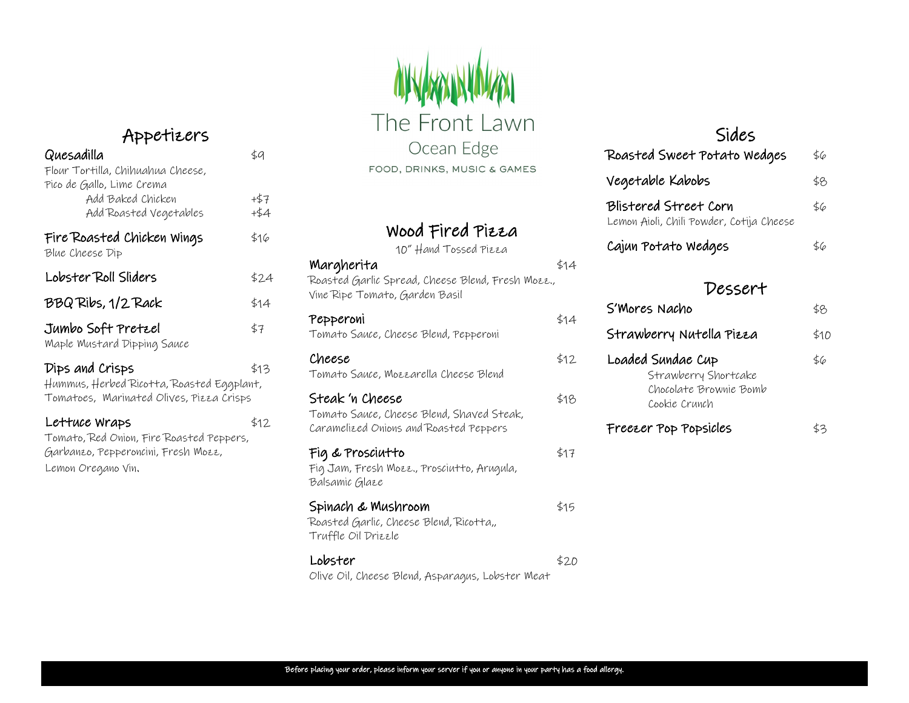# The Front Lawn

Ocean Edge

FOOD, DRINKS, MUSIC & GAMES

## Appetizers

**Quesadilla** $9
Flour Tortilla, Chihuahua Cheese, Pico de Gallo, Lime Crema
- Add Baked Chicken +$7
- Add Roasted Vegetables +$4

**Fire Roasted Chicken Wings** $16
Blue Cheese Dip

**Lobster Roll Sliders** $24

**BBQ Ribs, 1/2 Rack** $14

**Jumbo Soft Pretzel** $7
Maple Mustard Dipping Sauce

**Dips and Crisps** $13
Hummus, Herbed Ricotta, Roasted Eggplant, Tomatoes, Marinated Olives, Pizza Crisps

**Lettuce Wraps** $12
Tomato, Red Onion, Fire Roasted Peppers, Garbanzo, Pepperoncini, Fresh Mozz, Lemon Oregano Vin.

## Wood Fired Pizza

10" Hand Tossed Pizza

**Margherita** $14
Roasted Garlic Spread, Cheese Blend, Fresh Mozz., Vine Ripe Tomato, Garden Basil

**Pepperoni** $14
Tomato Sauce, Cheese Blend, Pepperoni

**Cheese** $12
Tomato Sauce, Mozzarella Cheese Blend

**Steak 'n Cheese** $18
Tomato Sauce, Cheese Blend, Shaved Steak, Caramelized Onions and Roasted Peppers

**Fig & Prosciutto** $17
Fig Jam, Fresh Mozz., Prosciutto, Arugula, Balsamic Glaze

**Spinach & Mushroom** $15
Roasted Garlic, Cheese Blend, Ricotta,, Truffle Oil Drizzle

**Lobster** $20
Olive Oil, Cheese Blend, Asparagus, Lobster Meat

## Sides

**Roasted Sweet Potato Wedges** $6

**Vegetable Kabobs** $8

**Blistered Street Corn** $6
Lemon Aioli, Chili Powder, Cotija Cheese

**Cajun Potato Wedges** $6

## Dessert

**S'Mores Nacho** $8

**Strawberry Nutella Pizza** $10

**Loaded Sundae Cup** $6
- Strawberry Shortcake
- Chocolate Brownie Bomb
- Cookie Crunch

**Freezer Pop Popsicles** $3

Before placing your order, please inform your server if you or anyone in your party has a food allergy.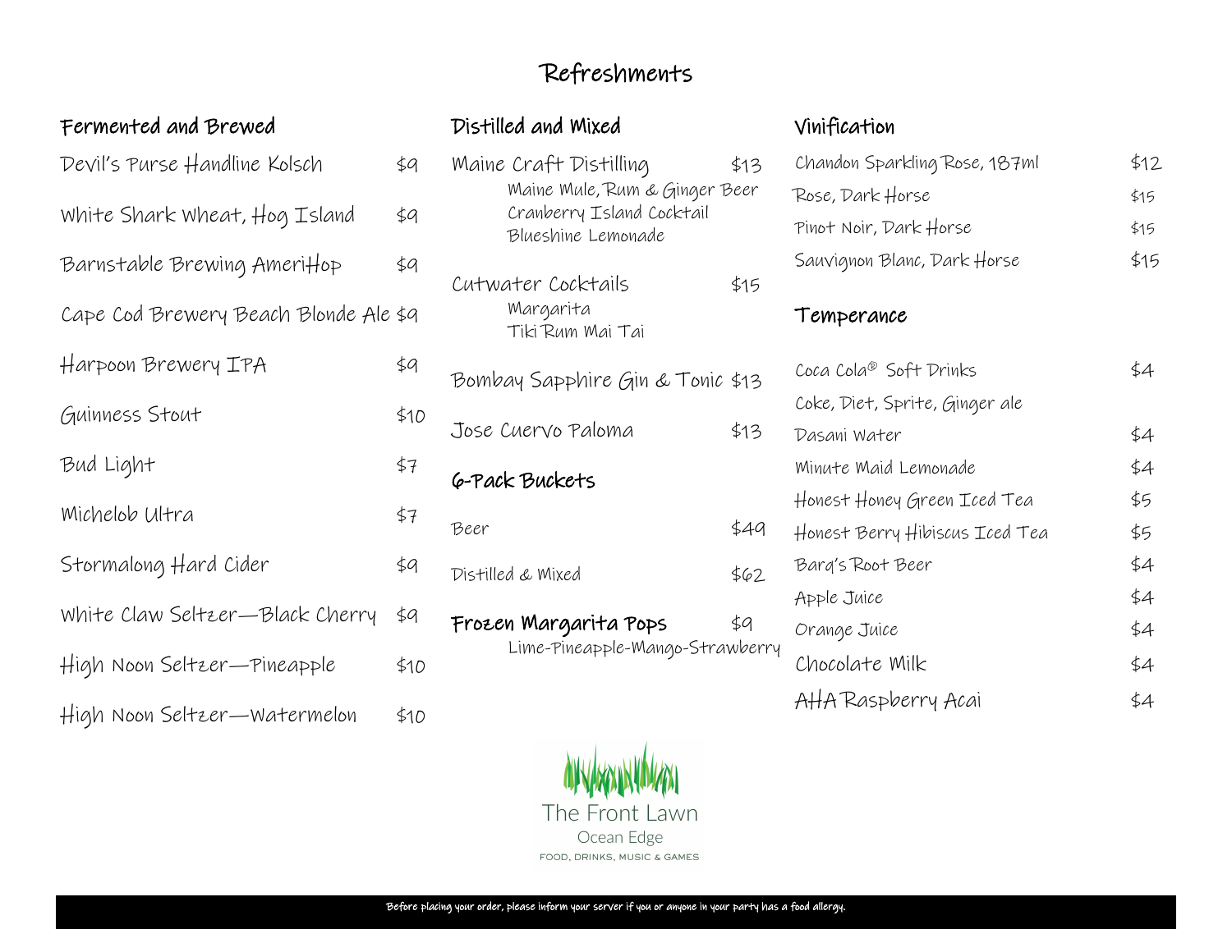# Refreshments

## Fermented and Brewed

| | |
|---|---|
| Devil's Purse Handline Kolsch | $9 |
| White Shark Wheat, Hog Island | $9 |
| Barnstable Brewing AmeriHop | $9 |
| Cape Cod Brewery Beach Blonde Ale | $9 |
| Harpoon Brewery IPA | $9 |
| Guinness Stout | $10 |
| Bud Light | $7 |
| Michelob Ultra | $7 |
| Stormalong Hard Cider | $9 |
| White Claw Seltzer—Black Cherry | $9 |
| High Noon Seltzer—Pineapple | $10 |
| High Noon Seltzer—Watermelon | $10 |

## Distilled and Mixed

| | |
|---|---|
| Maine Craft Distilling | $13 |

Maine Mule, Rum & Ginger Beer
Cranberry Island Cocktail
Blueshine Lemonade

| | |
|---|---|
| Cutwater Cocktails | $15 |

Margarita
Tiki Rum Mai Tai

| | |
|---|---|
| Bombay Sapphire Gin & Tonic | $13 |
| Jose Cuervo Paloma | $13 |

## 6-Pack Buckets

| | |
|---|---|
| Beer | $49 |
| Distilled & Mixed | $62 |

## Frozen Margarita Pops $9

Lime-Pineapple-Mango-Strawberry

## Vinification

| | |
|---|---|
| Chandon Sparkling Rose, 187ml | $12 |
| Rose, Dark Horse | $15 |
| Pinot Noir, Dark Horse | $15 |
| Sauvignon Blanc, Dark Horse | $15 |

## Temperance

| | |
|---|---|
| Coca Cola® Soft Drinks | $4 |
| Coke, Diet, Sprite, Ginger ale | |
| Dasani Water | $4 |
| Minute Maid Lemonade | $4 |
| Honest Honey Green Iced Tea | $5 |
| Honest Berry Hibiscus Iced Tea | $5 |
| Barq's Root Beer | $4 |
| Apple Juice | $4 |
| Orange Juice | $4 |
| Chocolate Milk | $4 |
| AHA Raspberry Acai | $4 |

The Front Lawn
Ocean Edge
FOOD, DRINKS, MUSIC & GAMES

Before placing your order, please inform your server if you or anyone in your party has a food allergy.